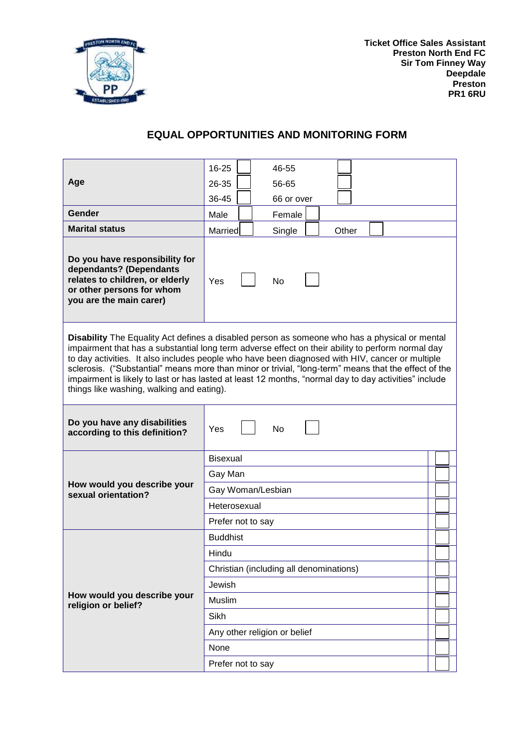**Ticket Office Sales Assistant**
**Preston North End FC**
**Sir Tom Finney Way**
**Deepdale**
**Preston**
**PR1 6RU**

## EQUAL OPPORTUNITIES AND MONITORING FORM

| | |
|---|---|
| **Age** | 16-25 ☐ 46-55 ☐<br>26-35 ☐ 56-65 ☐<br>36-45 ☐ 66 or over ☐ |
| **Gender** | Male ☐ Female ☐ |
| **Marital status** | Married ☐ Single ☐ Other ☐ |
| **Do you have responsibility for dependants? (Dependants relates to children, or elderly or other persons for whom you are the main carer)** | Yes ☐ No ☐ |

**Disability** The Equality Act defines a disabled person as someone who has a physical or mental impairment that has a substantial long term adverse effect on their ability to perform normal day to day activities. It also includes people who have been diagnosed with HIV, cancer or multiple sclerosis. ("Substantial" means more than minor or trivial, "long-term" means that the effect of the impairment is likely to last or has lasted at least 12 months, "normal day to day activities" include things like washing, walking and eating).

| | | |
|---|---|---|
| **Do you have any disabilities according to this definition?** | Yes ☐ No ☐ | |
| **How would you describe your sexual orientation?** | Bisexual | ☐ |
| | Gay Man | ☐ |
| | Gay Woman/Lesbian | ☐ |
| | Heterosexual | ☐ |
| | Prefer not to say | ☐ |
| **How would you describe your religion or belief?** | Buddhist | ☐ |
| | Hindu | ☐ |
| | Christian (including all denominations) | ☐ |
| | Jewish | ☐ |
| | Muslim | ☐ |
| | Sikh | ☐ |
| | Any other religion or belief | ☐ |
| | None | ☐ |
| | Prefer not to say | ☐ |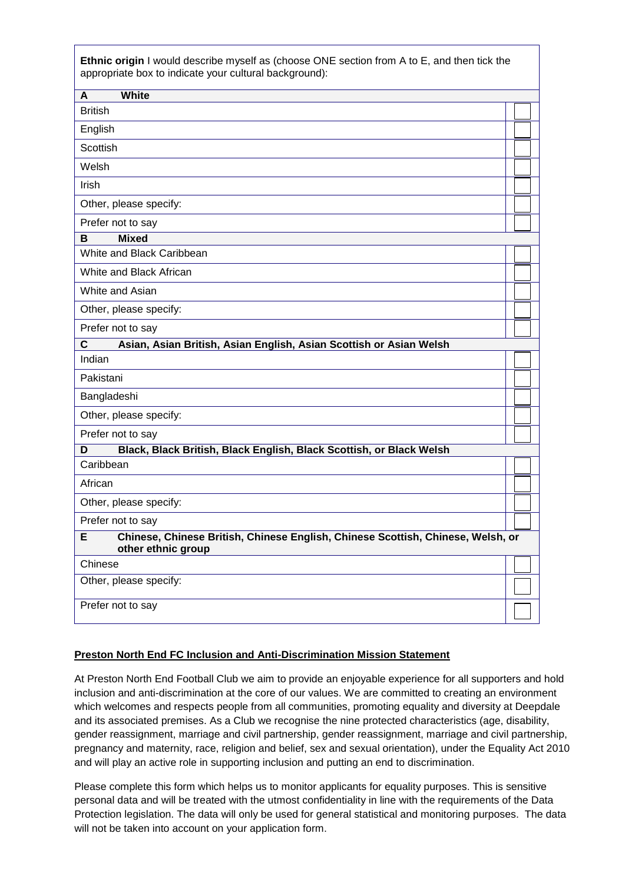| | |
|---|---|
| **Ethnic origin** I would describe myself as (choose ONE section from A to E, and then tick the appropriate box to indicate your cultural background): | |
| **A White** | |
| British | ☐ |
| English | ☐ |
| Scottish | ☐ |
| Welsh | ☐ |
| Irish | ☐ |
| Other, please specify: | ☐ |
| Prefer not to say | ☐ |
| **B Mixed** | |
| White and Black Caribbean | ☐ |
| White and Black African | ☐ |
| White and Asian | ☐ |
| Other, please specify: | ☐ |
| Prefer not to say | ☐ |
| **C Asian, Asian British, Asian English, Asian Scottish or Asian Welsh** | |
| Indian | ☐ |
| Pakistani | ☐ |
| Bangladeshi | ☐ |
| Other, please specify: | ☐ |
| Prefer not to say | ☐ |
| **D Black, Black British, Black English, Black Scottish, or Black Welsh** | |
| Caribbean | ☐ |
| African | ☐ |
| Other, please specify: | ☐ |
| Prefer not to say | ☐ |
| **E Chinese, Chinese British, Chinese English, Chinese Scottish, Chinese, Welsh, or other ethnic group** | |
| Chinese | ☐ |
| Other, please specify: | ☐ |
| Prefer not to say | ☐ |

**<u>Preston North End FC Inclusion and Anti-Discrimination Mission Statement</u>**

At Preston North End Football Club we aim to provide an enjoyable experience for all supporters and hold inclusion and anti-discrimination at the core of our values. We are committed to creating an environment which welcomes and respects people from all communities, promoting equality and diversity at Deepdale and its associated premises. As a Club we recognise the nine protected characteristics (age, disability, gender reassignment, marriage and civil partnership, gender reassignment, marriage and civil partnership, pregnancy and maternity, race, religion and belief, sex and sexual orientation), under the Equality Act 2010 and will play an active role in supporting inclusion and putting an end to discrimination.

Please complete this form which helps us to monitor applicants for equality purposes. This is sensitive personal data and will be treated with the utmost confidentiality in line with the requirements of the Data Protection legislation. The data will only be used for general statistical and monitoring purposes. The data will not be taken into account on your application form.